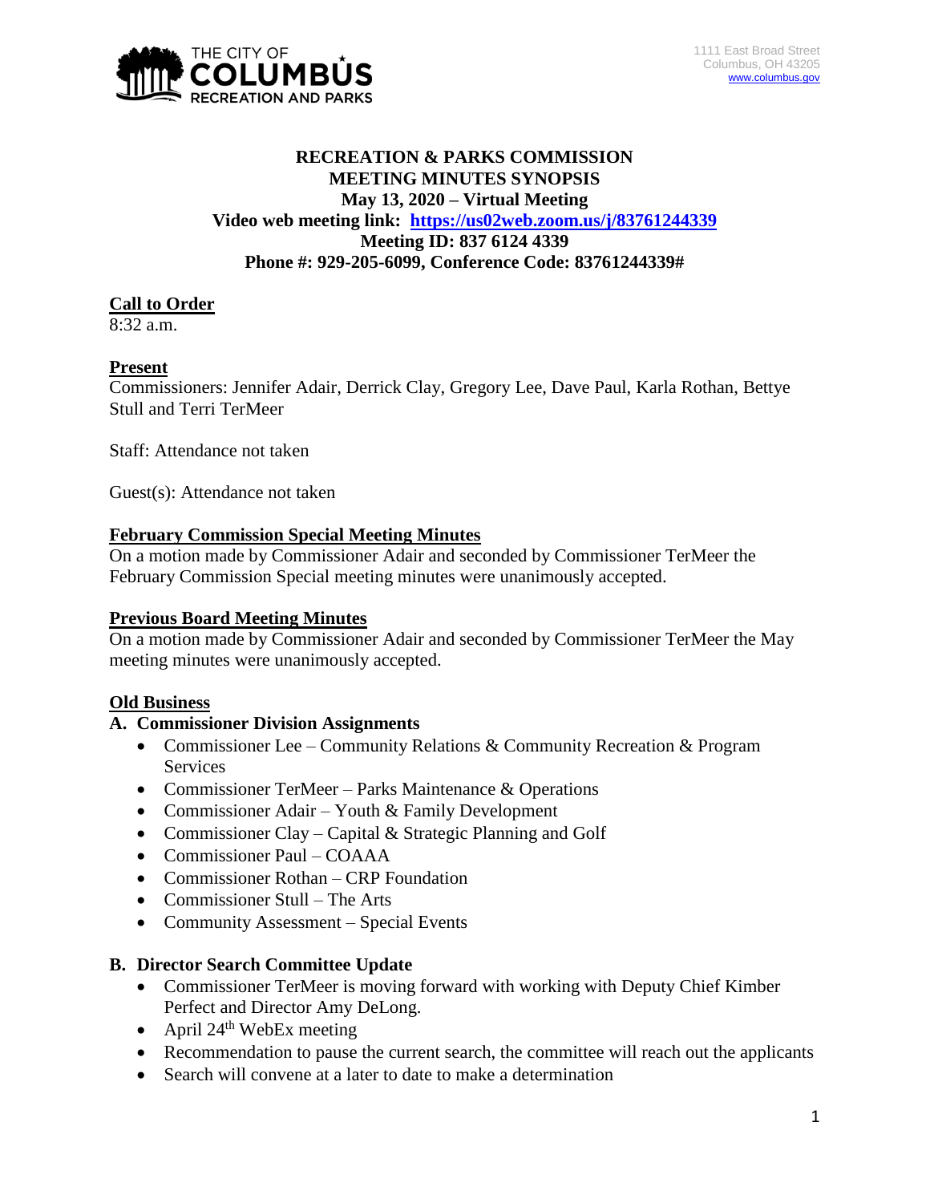THE CITY OF COLUMBUS RECREATION AND PARKS

1111 East Broad Street
Columbus, OH 43205
www.columbus.gov

**RECREATION & PARKS COMMISSION**
**MEETING MINUTES SYNOPSIS**
**May 13, 2020 – Virtual Meeting**
**Video web meeting link: https://us02web.zoom.us/j/83761244339**
**Meeting ID: 837 6124 4339**
**Phone #: 929-205-6099, Conference Code: 83761244339#**

**Call to Order**

8:32 a.m.

**Present**

Commissioners: Jennifer Adair, Derrick Clay, Gregory Lee, Dave Paul, Karla Rothan, Bettye Stull and Terri TerMeer

Staff: Attendance not taken

Guest(s): Attendance not taken

**February Commission Special Meeting Minutes**

On a motion made by Commissioner Adair and seconded by Commissioner TerMeer the February Commission Special meeting minutes were unanimously accepted.

**Previous Board Meeting Minutes**

On a motion made by Commissioner Adair and seconded by Commissioner TerMeer the May meeting minutes were unanimously accepted.

**Old Business**

**A. Commissioner Division Assignments**

- Commissioner Lee – Community Relations & Community Recreation & Program Services
- Commissioner TerMeer – Parks Maintenance & Operations
- Commissioner Adair – Youth & Family Development
- Commissioner Clay – Capital & Strategic Planning and Golf
- Commissioner Paul – COAAA
- Commissioner Rothan – CRP Foundation
- Commissioner Stull – The Arts
- Community Assessment – Special Events

**B. Director Search Committee Update**

- Commissioner TerMeer is moving forward with working with Deputy Chief Kimber Perfect and Director Amy DeLong.
- April 24th WebEx meeting
- Recommendation to pause the current search, the committee will reach out the applicants
- Search will convene at a later to date to make a determination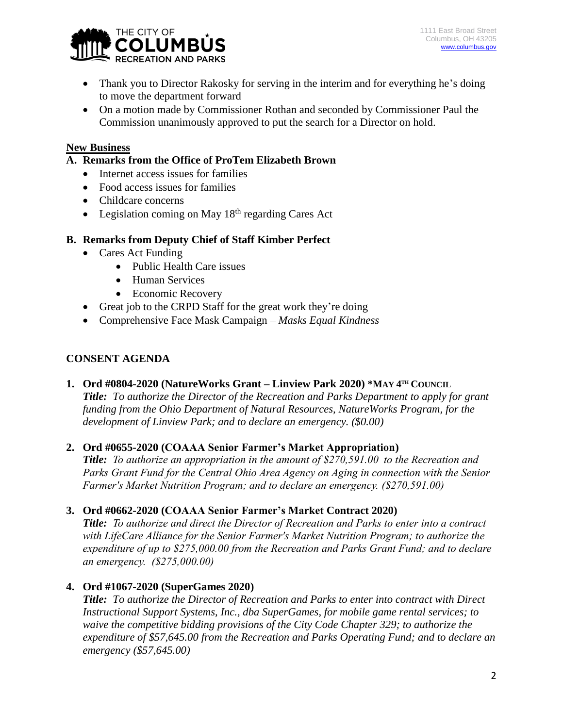- Thank you to Director Rakosky for serving in the interim and for everything he's doing to move the department forward
- On a motion made by Commissioner Rothan and seconded by Commissioner Paul the Commission unanimously approved to put the search for a Director on hold.

**New Business**

**A. Remarks from the Office of ProTem Elizabeth Brown**

- Internet access issues for families
- Food access issues for families
- Childcare concerns
- Legislation coming on May 18th regarding Cares Act

**B. Remarks from Deputy Chief of Staff Kimber Perfect**

- Cares Act Funding
  - Public Health Care issues
  - Human Services
  - Economic Recovery
- Great job to the CRPD Staff for the great work they're doing
- Comprehensive Face Mask Campaign – *Masks Equal Kindness*

## CONSENT AGENDA

1. **Ord #0804-2020 (NatureWorks Grant – Linview Park 2020) \*MAY 4TH COUNCIL**
   ***Title:*** *To authorize the Director of the Recreation and Parks Department to apply for grant funding from the Ohio Department of Natural Resources, NatureWorks Program, for the development of Linview Park; and to declare an emergency. ($0.00)*

2. **Ord #0655-2020 (COAAA Senior Farmer's Market Appropriation)**
   ***Title:*** *To authorize an appropriation in the amount of $270,591.00 to the Recreation and Parks Grant Fund for the Central Ohio Area Agency on Aging in connection with the Senior Farmer's Market Nutrition Program; and to declare an emergency. ($270,591.00)*

3. **Ord #0662-2020 (COAAA Senior Farmer's Market Contract 2020)**
   ***Title:*** *To authorize and direct the Director of Recreation and Parks to enter into a contract with LifeCare Alliance for the Senior Farmer's Market Nutrition Program; to authorize the expenditure of up to $275,000.00 from the Recreation and Parks Grant Fund; and to declare an emergency. ($275,000.00)*

4. **Ord #1067-2020 (SuperGames 2020)**
   ***Title:*** *To authorize the Director of Recreation and Parks to enter into contract with Direct Instructional Support Systems, Inc., dba SuperGames, for mobile game rental services; to waive the competitive bidding provisions of the City Code Chapter 329; to authorize the expenditure of $57,645.00 from the Recreation and Parks Operating Fund; and to declare an emergency ($57,645.00)*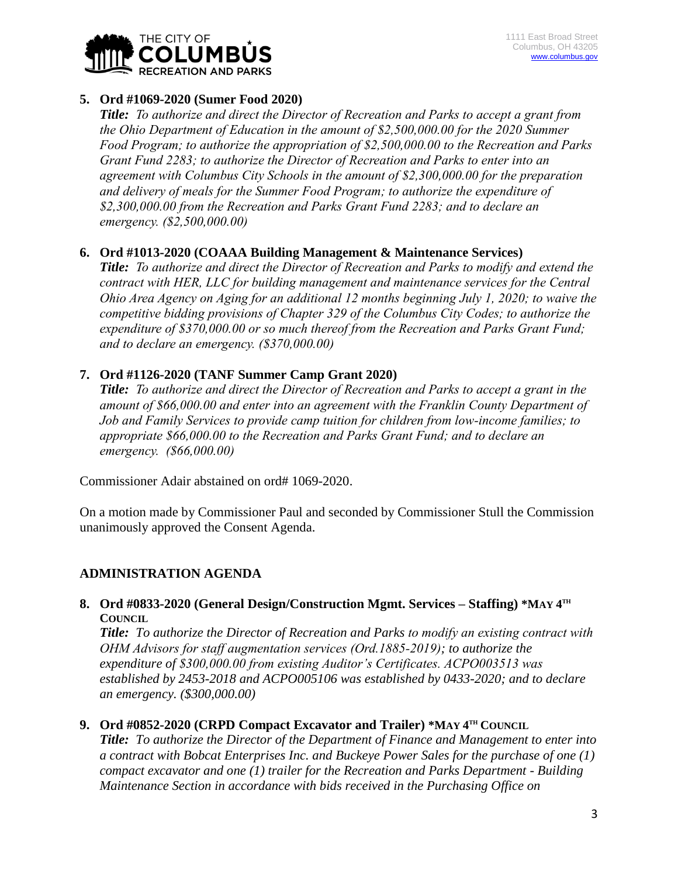**5. Ord #1069-2020 (Sumer Food 2020)**

***Title:*** *To authorize and direct the Director of Recreation and Parks to accept a grant from the Ohio Department of Education in the amount of $2,500,000.00 for the 2020 Summer Food Program; to authorize the appropriation of $2,500,000.00 to the Recreation and Parks Grant Fund 2283; to authorize the Director of Recreation and Parks to enter into an agreement with Columbus City Schools in the amount of $2,300,000.00 for the preparation and delivery of meals for the Summer Food Program; to authorize the expenditure of $2,300,000.00 from the Recreation and Parks Grant Fund 2283; and to declare an emergency. ($2,500,000.00)*

**6. Ord #1013-2020 (COAAA Building Management & Maintenance Services)**

***Title:*** *To authorize and direct the Director of Recreation and Parks to modify and extend the contract with HER, LLC for building management and maintenance services for the Central Ohio Area Agency on Aging for an additional 12 months beginning July 1, 2020; to waive the competitive bidding provisions of Chapter 329 of the Columbus City Codes; to authorize the expenditure of $370,000.00 or so much thereof from the Recreation and Parks Grant Fund; and to declare an emergency. ($370,000.00)*

**7. Ord #1126-2020 (TANF Summer Camp Grant 2020)**

***Title:*** *To authorize and direct the Director of Recreation and Parks to accept a grant in the amount of $66,000.00 and enter into an agreement with the Franklin County Department of Job and Family Services to provide camp tuition for children from low-income families; to appropriate $66,000.00 to the Recreation and Parks Grant Fund; and to declare an emergency. ($66,000.00)*

Commissioner Adair abstained on ord# 1069-2020.

On a motion made by Commissioner Paul and seconded by Commissioner Stull the Commission unanimously approved the Consent Agenda.

## ADMINISTRATION AGENDA

**8. Ord #0833-2020 (General Design/Construction Mgmt. Services – Staffing) \*MAY 4TH COUNCIL**

***Title:*** *To authorize the Director of Recreation and Parks to modify an existing contract with OHM Advisors for staff augmentation services (Ord.1885-2019); to authorize the expenditure of $300,000.00 from existing Auditor's Certificates. ACPO003513 was established by 2453-2018 and ACPO005106 was established by 0433-2020; and to declare an emergency. ($300,000.00)*

**9. Ord #0852-2020 (CRPD Compact Excavator and Trailer) \*MAY 4TH COUNCIL**

***Title:*** *To authorize the Director of the Department of Finance and Management to enter into a contract with Bobcat Enterprises Inc. and Buckeye Power Sales for the purchase of one (1) compact excavator and one (1) trailer for the Recreation and Parks Department - Building Maintenance Section in accordance with bids received in the Purchasing Office on*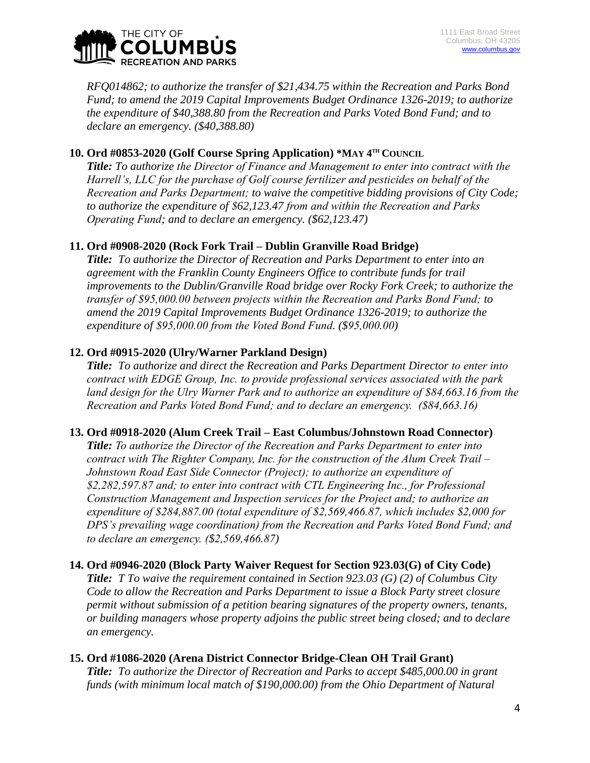*RFQ014862; to authorize the transfer of $21,434.75 within the Recreation and Parks Bond Fund; to amend the 2019 Capital Improvements Budget Ordinance 1326-2019; to authorize the expenditure of $40,388.80 from the Recreation and Parks Voted Bond Fund; and to declare an emergency. ($40,388.80)*

**10. Ord #0853-2020 (Golf Course Spring Application) *MAY 4TH COUNCIL**

***Title:*** *To authorize the Director of Finance and Management to enter into contract with the Harrell's, LLC for the purchase of Golf course fertilizer and pesticides on behalf of the Recreation and Parks Department; to waive the competitive bidding provisions of City Code; to authorize the expenditure of $62,123.47 from and within the Recreation and Parks Operating Fund; and to declare an emergency. ($62,123.47)*

**11. Ord #0908-2020 (Rock Fork Trail – Dublin Granville Road Bridge)**

***Title:*** *To authorize the Director of Recreation and Parks Department to enter into an agreement with the Franklin County Engineers Office to contribute funds for trail improvements to the Dublin/Granville Road bridge over Rocky Fork Creek; to authorize the transfer of $95,000.00 between projects within the Recreation and Parks Bond Fund; to amend the 2019 Capital Improvements Budget Ordinance 1326-2019; to authorize the expenditure of $95,000.00 from the Voted Bond Fund. ($95,000.00)*

**12. Ord #0915-2020 (Ulry/Warner Parkland Design)**

***Title:*** *To authorize and direct the Recreation and Parks Department Director to enter into contract with EDGE Group, Inc. to provide professional services associated with the park land design for the Ulry Warner Park and to authorize an expenditure of $84,663.16 from the Recreation and Parks Voted Bond Fund; and to declare an emergency. ($84,663.16)*

**13. Ord #0918-2020 (Alum Creek Trail – East Columbus/Johnstown Road Connector)**

***Title:*** *To authorize the Director of the Recreation and Parks Department to enter into contract with The Righter Company, Inc. for the construction of the Alum Creek Trail – Johnstown Road East Side Connector (Project); to authorize an expenditure of $2,282,597.87 and; to enter into contract with CTL Engineering Inc., for Professional Construction Management and Inspection services for the Project and; to authorize an expenditure of $284,887.00 (total expenditure of $2,569,466.87, which includes $2,000 for DPS's prevailing wage coordination) from the Recreation and Parks Voted Bond Fund; and to declare an emergency. ($2,569,466.87)*

**14. Ord #0946-2020 (Block Party Waiver Request for Section 923.03(G) of City Code)**

***Title:*** *T To waive the requirement contained in Section 923.03 (G) (2) of Columbus City Code to allow the Recreation and Parks Department to issue a Block Party street closure permit without submission of a petition bearing signatures of the property owners, tenants, or building managers whose property adjoins the public street being closed; and to declare an emergency.*

**15. Ord #1086-2020 (Arena District Connector Bridge-Clean OH Trail Grant)**

***Title:*** *To authorize the Director of Recreation and Parks to accept $485,000.00 in grant funds (with minimum local match of $190,000.00) from the Ohio Department of Natural*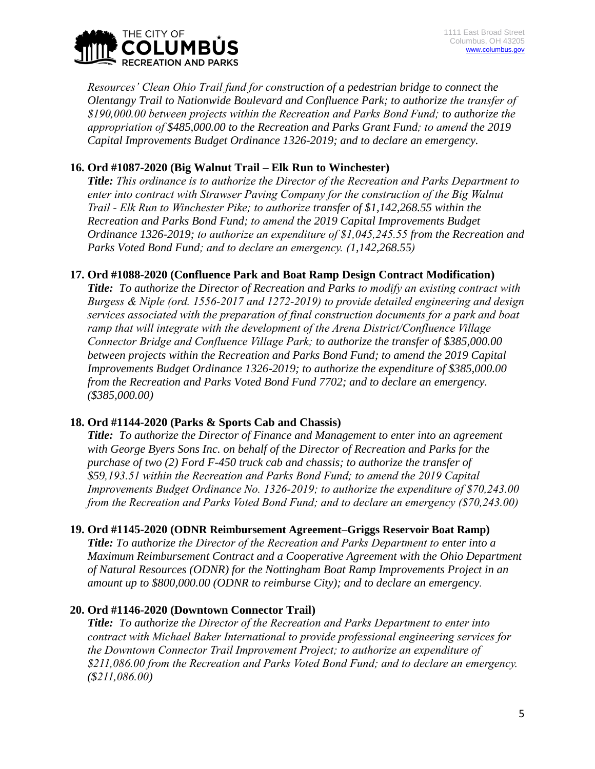*Resources' Clean Ohio Trail fund for construction of a pedestrian bridge to connect the Olentangy Trail to Nationwide Boulevard and Confluence Park; to authorize the transfer of $190,000.00 between projects within the Recreation and Parks Bond Fund; to authorize the appropriation of $485,000.00 to the Recreation and Parks Grant Fund; to amend the 2019 Capital Improvements Budget Ordinance 1326-2019; and to declare an emergency.*

**16. Ord #1087-2020 (Big Walnut Trail – Elk Run to Winchester)**

***Title:*** *This ordinance is to authorize the Director of the Recreation and Parks Department to enter into contract with Strawser Paving Company for the construction of the Big Walnut Trail - Elk Run to Winchester Pike; to authorize transfer of $1,142,268.55 within the Recreation and Parks Bond Fund; to amend the 2019 Capital Improvements Budget Ordinance 1326-2019; to authorize an expenditure of $1,045,245.55 from the Recreation and Parks Voted Bond Fund; and to declare an emergency. (1,142,268.55)*

**17. Ord #1088-2020 (Confluence Park and Boat Ramp Design Contract Modification)**

***Title:*** *To authorize the Director of Recreation and Parks to modify an existing contract with Burgess & Niple (ord. 1556-2017 and 1272-2019) to provide detailed engineering and design services associated with the preparation of final construction documents for a park and boat ramp that will integrate with the development of the Arena District/Confluence Village Connector Bridge and Confluence Village Park; to authorize the transfer of $385,000.00 between projects within the Recreation and Parks Bond Fund; to amend the 2019 Capital Improvements Budget Ordinance 1326-2019; to authorize the expenditure of $385,000.00 from the Recreation and Parks Voted Bond Fund 7702; and to declare an emergency. ($385,000.00)*

**18. Ord #1144-2020 (Parks & Sports Cab and Chassis)**

***Title:*** *To authorize the Director of Finance and Management to enter into an agreement with George Byers Sons Inc. on behalf of the Director of Recreation and Parks for the purchase of two (2) Ford F-450 truck cab and chassis; to authorize the transfer of $59,193.51 within the Recreation and Parks Bond Fund; to amend the 2019 Capital Improvements Budget Ordinance No. 1326-2019; to authorize the expenditure of $70,243.00 from the Recreation and Parks Voted Bond Fund; and to declare an emergency ($70,243.00)*

**19. Ord #1145-2020 (ODNR Reimbursement Agreement–Griggs Reservoir Boat Ramp)**

***Title:*** *To authorize the Director of the Recreation and Parks Department to enter into a Maximum Reimbursement Contract and a Cooperative Agreement with the Ohio Department of Natural Resources (ODNR) for the Nottingham Boat Ramp Improvements Project in an amount up to $800,000.00 (ODNR to reimburse City); and to declare an emergency.*

**20. Ord #1146-2020 (Downtown Connector Trail)**

***Title:*** *To authorize the Director of the Recreation and Parks Department to enter into contract with Michael Baker International to provide professional engineering services for the Downtown Connector Trail Improvement Project; to authorize an expenditure of $211,086.00 from the Recreation and Parks Voted Bond Fund; and to declare an emergency. ($211,086.00)*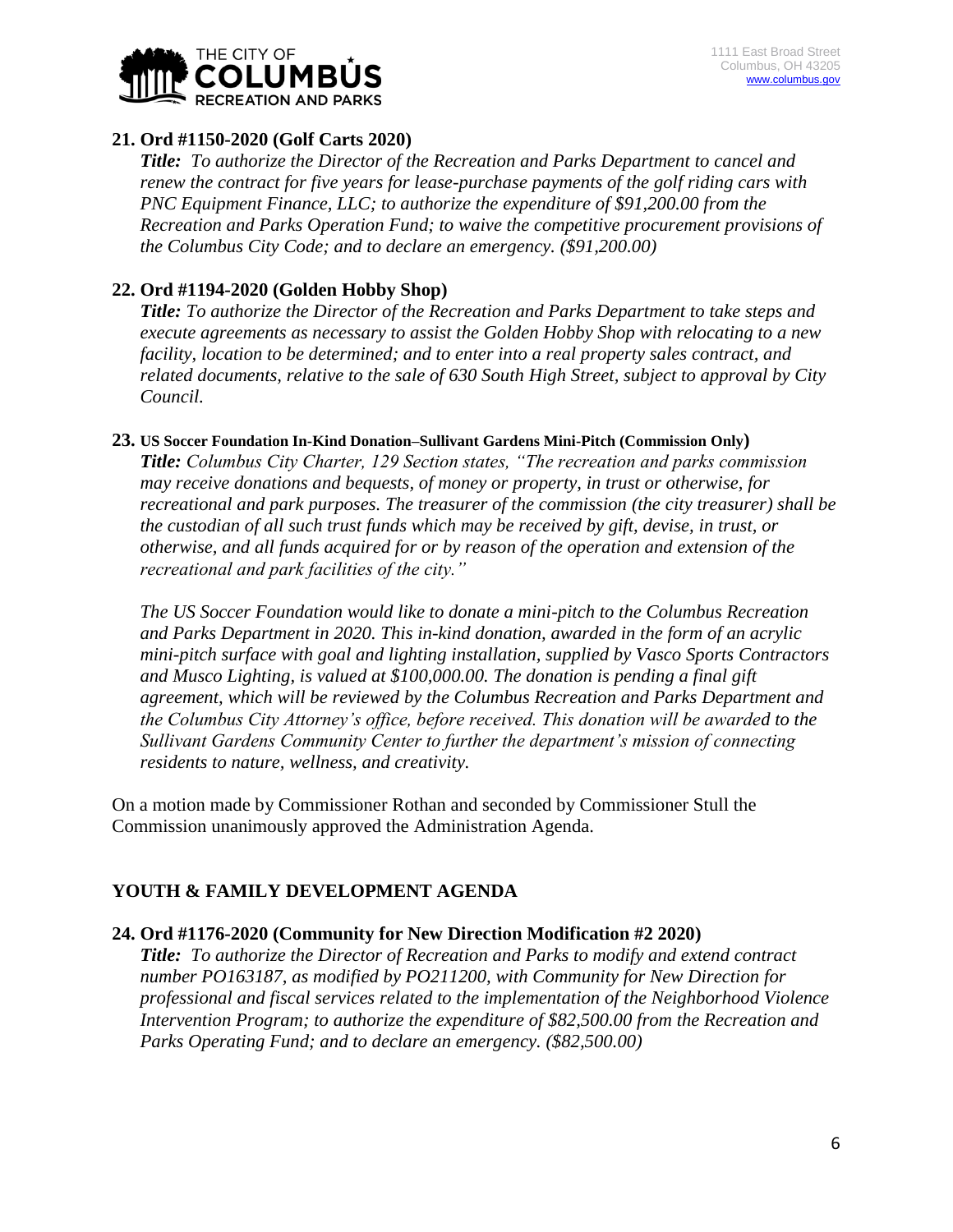**21. Ord #1150-2020 (Golf Carts 2020)**

***Title:*** *To authorize the Director of the Recreation and Parks Department to cancel and renew the contract for five years for lease-purchase payments of the golf riding cars with PNC Equipment Finance, LLC; to authorize the expenditure of $91,200.00 from the Recreation and Parks Operation Fund; to waive the competitive procurement provisions of the Columbus City Code; and to declare an emergency. ($91,200.00)*

**22. Ord #1194-2020 (Golden Hobby Shop)**

***Title:*** *To authorize the Director of the Recreation and Parks Department to take steps and execute agreements as necessary to assist the Golden Hobby Shop with relocating to a new facility, location to be determined; and to enter into a real property sales contract, and related documents, relative to the sale of 630 South High Street, subject to approval by City Council.*

**23. US Soccer Foundation In-Kind Donation–Sullivant Gardens Mini-Pitch (Commission Only)**

***Title:*** *Columbus City Charter, 129 Section states, "The recreation and parks commission may receive donations and bequests, of money or property, in trust or otherwise, for recreational and park purposes. The treasurer of the commission (the city treasurer) shall be the custodian of all such trust funds which may be received by gift, devise, in trust, or otherwise, and all funds acquired for or by reason of the operation and extension of the recreational and park facilities of the city."*

*The US Soccer Foundation would like to donate a mini-pitch to the Columbus Recreation and Parks Department in 2020. This in-kind donation, awarded in the form of an acrylic mini-pitch surface with goal and lighting installation, supplied by Vasco Sports Contractors and Musco Lighting, is valued at $100,000.00. The donation is pending a final gift agreement, which will be reviewed by the Columbus Recreation and Parks Department and the Columbus City Attorney's office, before received. This donation will be awarded to the Sullivant Gardens Community Center to further the department's mission of connecting residents to nature, wellness, and creativity.*

On a motion made by Commissioner Rothan and seconded by Commissioner Stull the Commission unanimously approved the Administration Agenda.

## YOUTH & FAMILY DEVELOPMENT AGENDA

**24. Ord #1176-2020 (Community for New Direction Modification #2 2020)**

***Title:*** *To authorize the Director of Recreation and Parks to modify and extend contract number PO163187, as modified by PO211200, with Community for New Direction for professional and fiscal services related to the implementation of the Neighborhood Violence Intervention Program; to authorize the expenditure of $82,500.00 from the Recreation and Parks Operating Fund; and to declare an emergency. ($82,500.00)*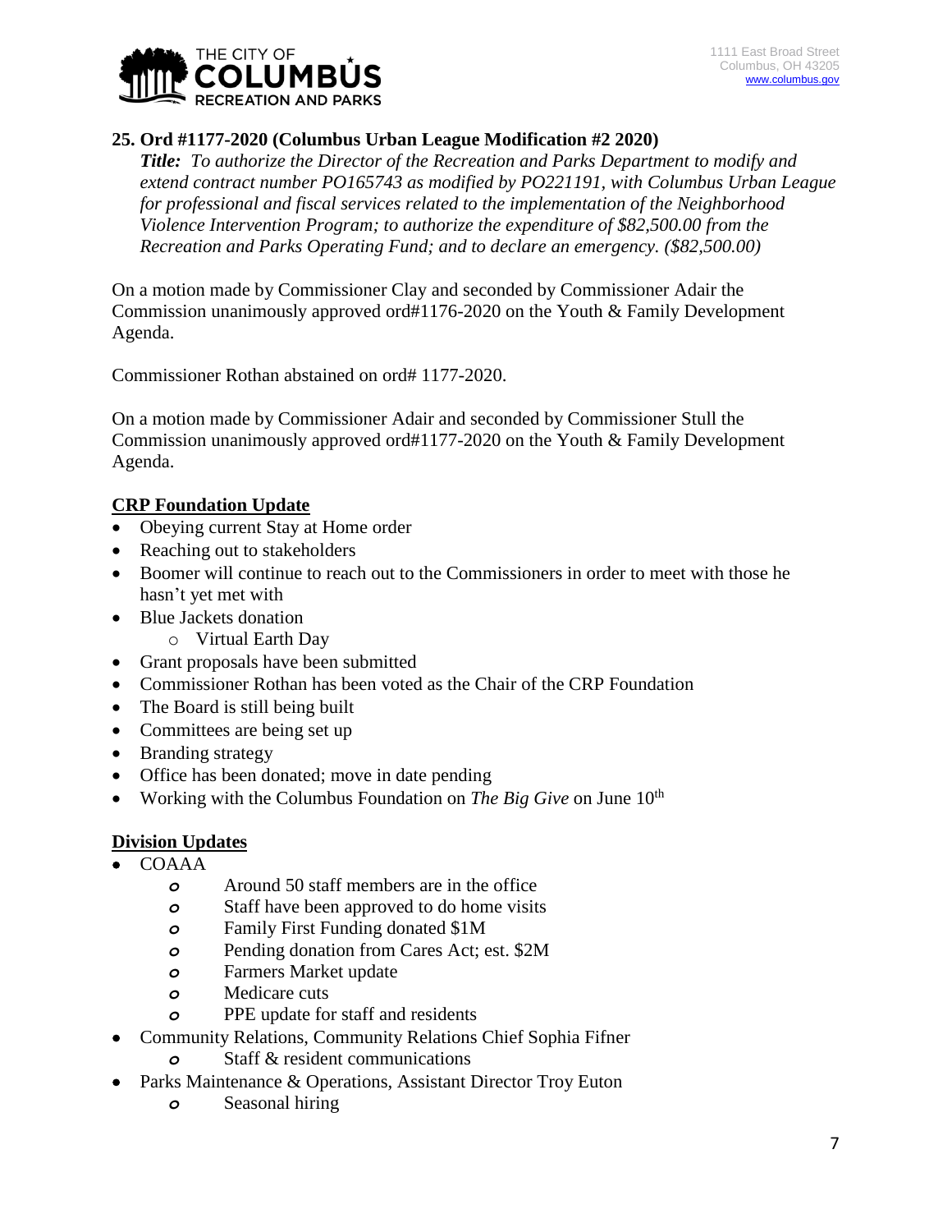**25. Ord #1177-2020 (Columbus Urban League Modification #2 2020)**

***Title:*** *To authorize the Director of the Recreation and Parks Department to modify and extend contract number PO165743 as modified by PO221191, with Columbus Urban League for professional and fiscal services related to the implementation of the Neighborhood Violence Intervention Program; to authorize the expenditure of $82,500.00 from the Recreation and Parks Operating Fund; and to declare an emergency. ($82,500.00)*

On a motion made by Commissioner Clay and seconded by Commissioner Adair the Commission unanimously approved ord#1176-2020 on the Youth & Family Development Agenda.

Commissioner Rothan abstained on ord# 1177-2020.

On a motion made by Commissioner Adair and seconded by Commissioner Stull the Commission unanimously approved ord#1177-2020 on the Youth & Family Development Agenda.

**CRP Foundation Update**

- Obeying current Stay at Home order
- Reaching out to stakeholders
- Boomer will continue to reach out to the Commissioners in order to meet with those he hasn't yet met with
- Blue Jackets donation
  - Virtual Earth Day
- Grant proposals have been submitted
- Commissioner Rothan has been voted as the Chair of the CRP Foundation
- The Board is still being built
- Committees are being set up
- Branding strategy
- Office has been donated; move in date pending
- Working with the Columbus Foundation on *The Big Give* on June 10th

**Division Updates**

- COAAA
  - Around 50 staff members are in the office
  - Staff have been approved to do home visits
  - Family First Funding donated $1M
  - Pending donation from Cares Act; est. $2M
  - Farmers Market update
  - Medicare cuts
  - PPE update for staff and residents
- Community Relations, Community Relations Chief Sophia Fifner
  - Staff & resident communications
- Parks Maintenance & Operations, Assistant Director Troy Euton
  - Seasonal hiring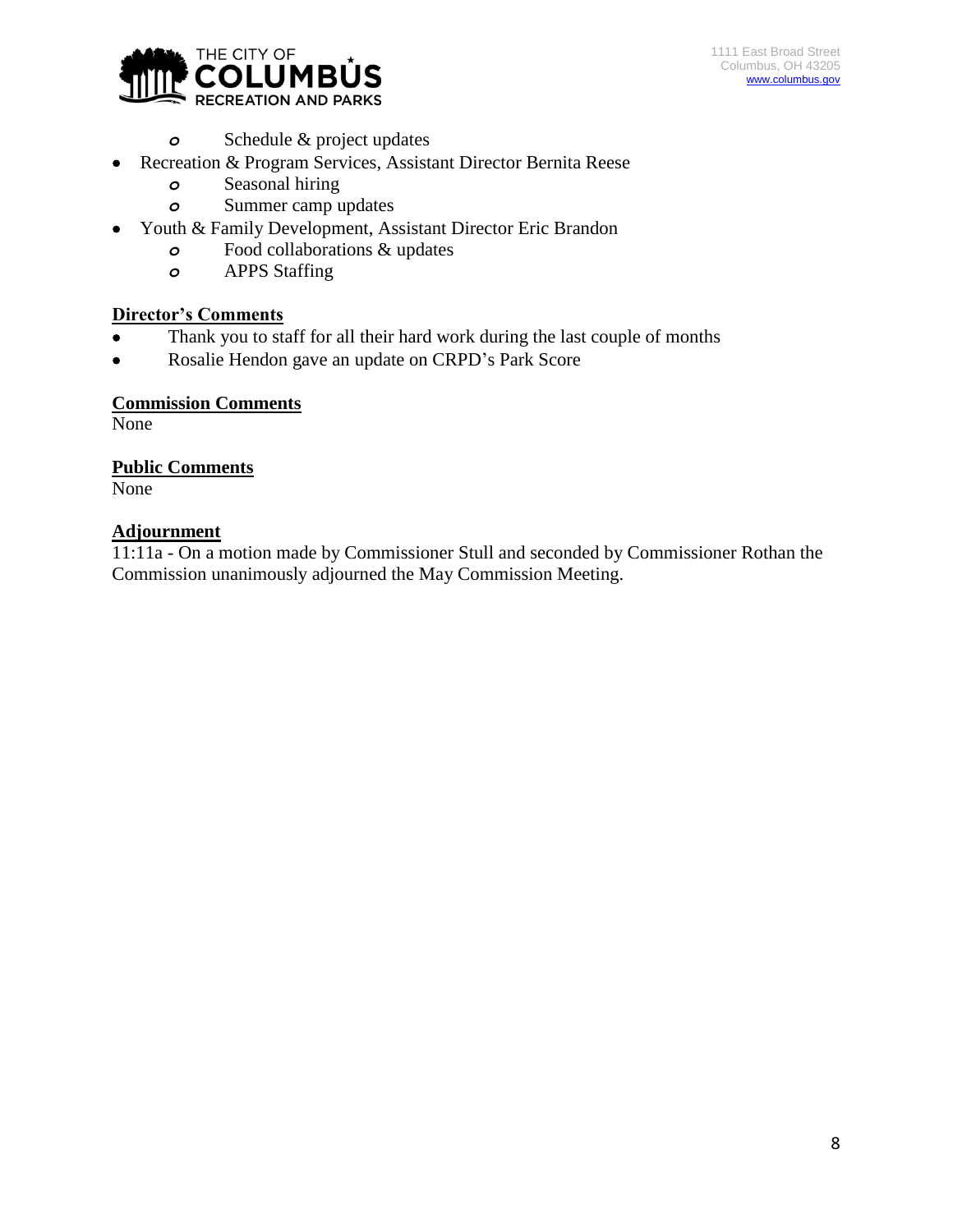- Schedule & project updates
- Recreation & Program Services, Assistant Director Bernita Reese
  - Seasonal hiring
  - Summer camp updates
- Youth & Family Development, Assistant Director Eric Brandon
  - Food collaborations & updates
  - APPS Staffing

**Director's Comments**

- Thank you to staff for all their hard work during the last couple of months
- Rosalie Hendon gave an update on CRPD's Park Score

**Commission Comments**

None

**Public Comments**

None

**Adjournment**

11:11a - On a motion made by Commissioner Stull and seconded by Commissioner Rothan the Commission unanimously adjourned the May Commission Meeting.